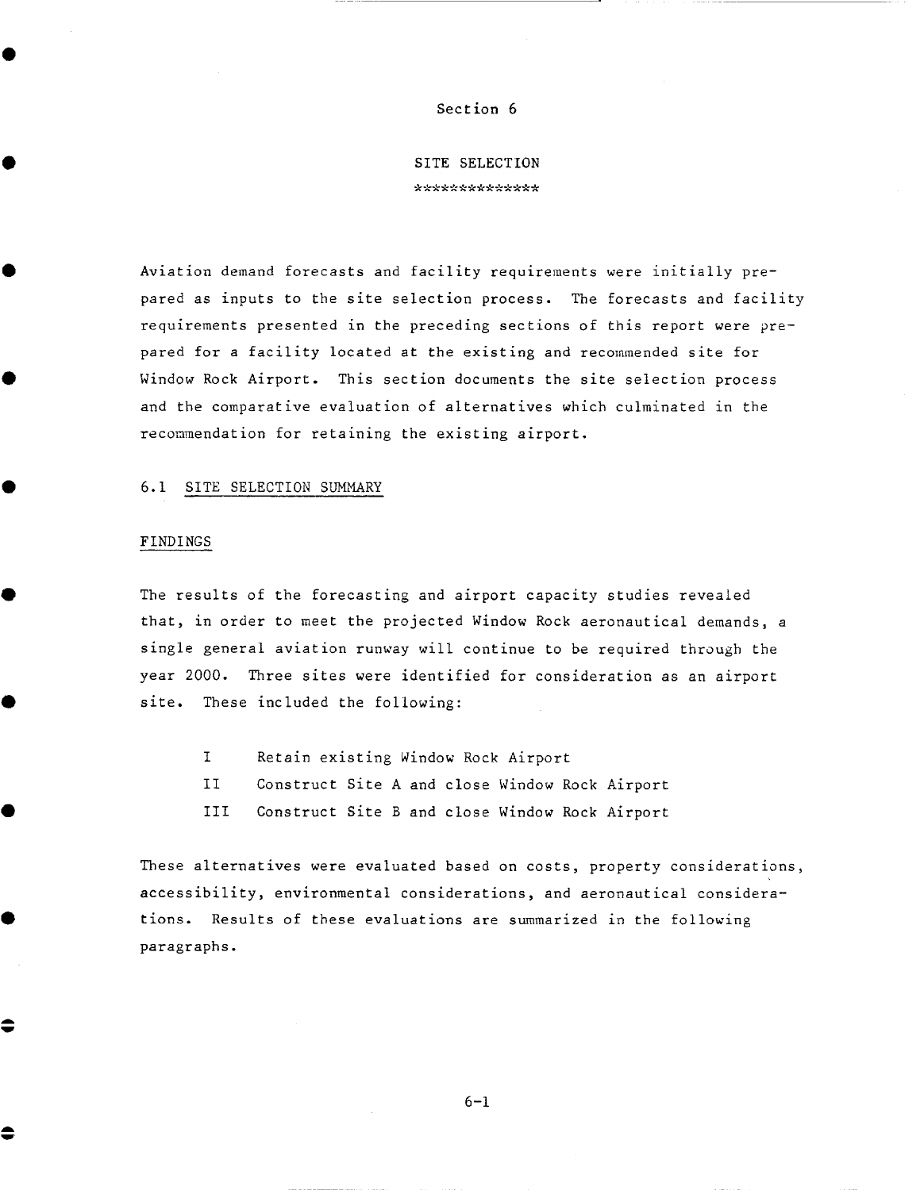# Section 6

# SITE SELECTION

**************

Aviation demand forecasts and facility requirements were initially prepared as inputs to the site selection process. The forecasts and facility requirements presented in the preceding sections of this report were prepared for a facility located at the existing and recommended site for Window Rock Airport. This section documents the site selection process and the comparative evaluation of alternatives which culminated in the recommendation for retaining the existing airport.

## 6.1 SITE SELECTION SUMMARY

### FINDINGS

The results of the forecasting and airport capacity studies revealed that, in order to meet the projected Window Rock aeronautical demands, a single general aviation runway will continue to be required through the year 2000. Three sites were identified for consideration as an airport site. These included the following:

- I Retain existing Window Rock Airport
- II Construct Site A and close Window Rock Airport
- III Construct Site B and close Window Rock Airport

These alternatives were evaluated based on costs, property considerations, accessibility, environmental considerations, and aeronautical considerations. Results of these evaluations are summarized in the following paragraphs.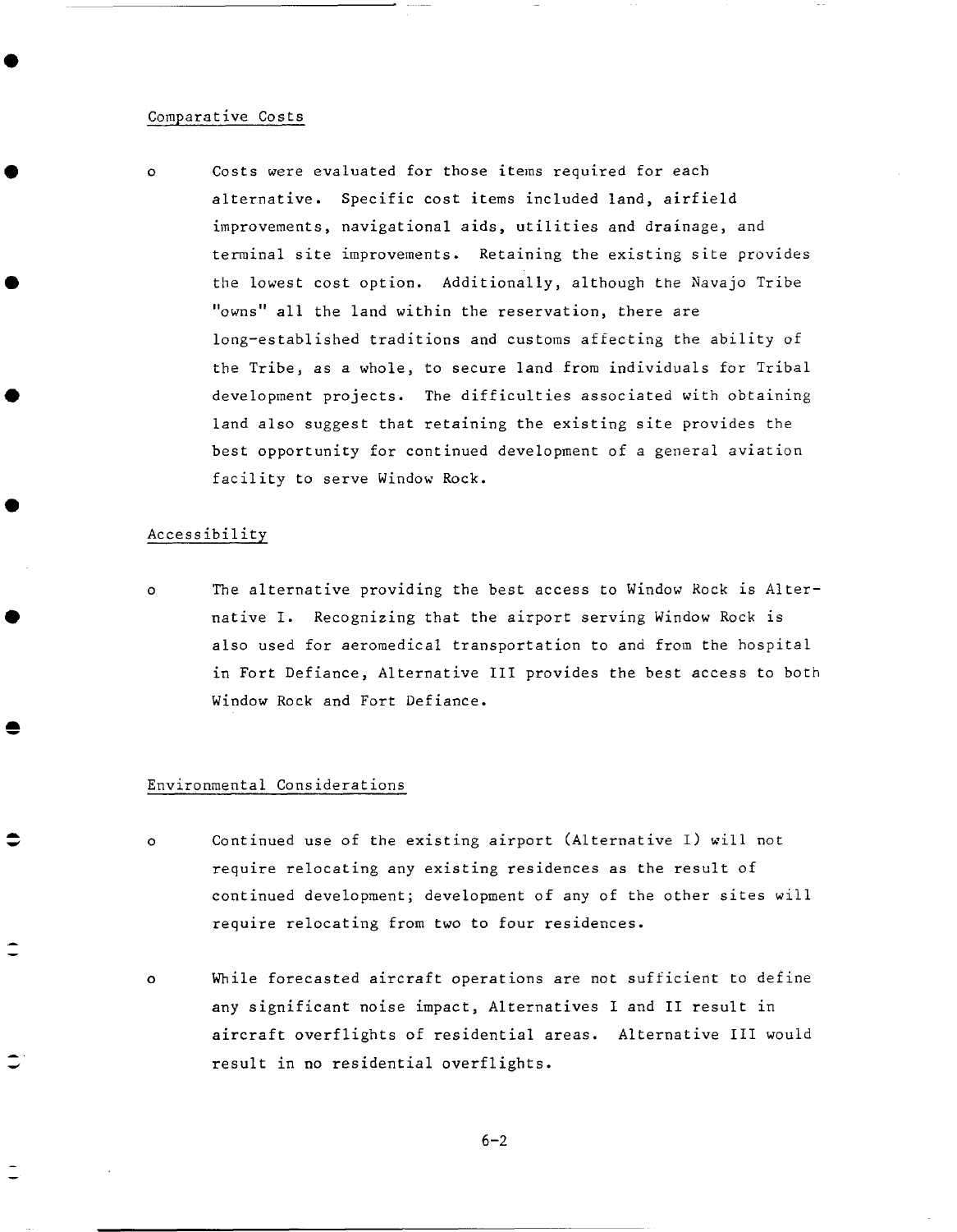Comparative Costs

- Costs were evaluated for those items required for each alternative. Specific cost items included land, airfield improvements, navigational aids, utilities and drainage, and terminal site improvements. Retaining the existing site provides the lowest cost option. Additionally, although the Navajo Tribe "owns" all the land within the reservation, there are long-established traditions and customs affecting the ability of the Tribe, as a whole, to secure land from individuals for Tribal development projects. The difficulties associated with obtaining land also suggest that retaining the existing site provides the best opportunity for continued development of a general aviation facility to serve Window Rock.

Accessibility

- The alternative providing the best access to Window Rock is Alternative I. Recognizing that the airport serving Window Rock is also used for aeromedical transportation to and from the hospital in Fort Defiance, Alternative III provides the best access to both Window Rock and Fort Defiance.

Environmental Considerations

- Continued use of the existing airport (Alternative I) will not require relocating any existing residences as the result of continued development; development of any of the other sites will require relocating from two to four residences.

- While forecasted aircraft operations are not sufficient to define any significant noise impact, Alternatives I and II result in aircraft overflights of residential areas. Alternative III would result in no residential overflights.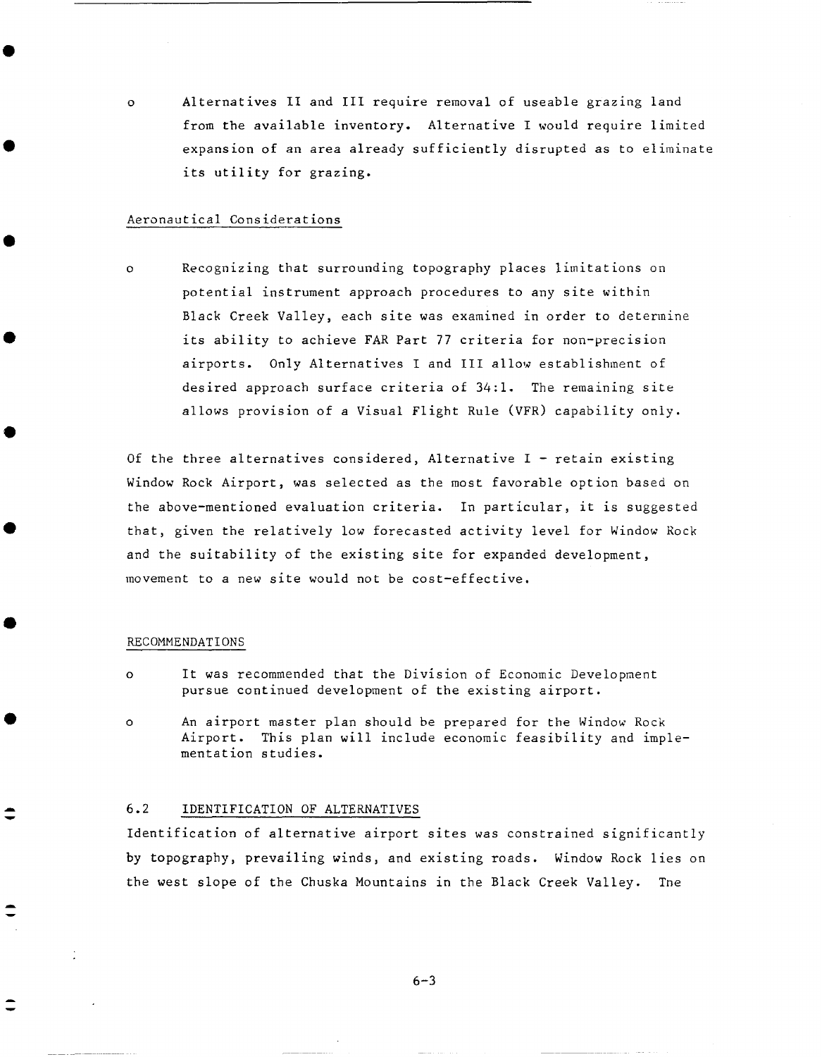- Alternatives II and III require removal of useable grazing land from the available inventory. Alternative I would require limited expansion of an area already sufficiently disrupted as to eliminate its utility for grazing.

Aeronautical Considerations

- Recognizing that surrounding topography places limitations on potential instrument approach procedures to any site within Black Creek Valley, each site was examined in order to determine its ability to achieve FAR Part 77 criteria for non-precision airports. Only Alternatives I and III allow establishment of desired approach surface criteria of 34:1. The remaining site allows provision of a Visual Flight Rule (VFR) capability only.

Of the three alternatives considered, Alternative I - retain existing Window Rock Airport, was selected as the most favorable option based on the above-mentioned evaluation criteria. In particular, it is suggested that, given the relatively low forecasted activity level for Window Rock and the suitability of the existing site for expanded development, movement to a new site would not be cost-effective.

RECOMMENDATIONS

- It was recommended that the Division of Economic Development pursue continued development of the existing airport.
- An airport master plan should be prepared for the Window Rock Airport. This plan will include economic feasibility and implementation studies.

## 6.2 IDENTIFICATION OF ALTERNATIVES

Identification of alternative airport sites was constrained significantly by topography, prevailing winds, and existing roads. Window Rock lies on the west slope of the Chuska Mountains in the Black Creek Valley. The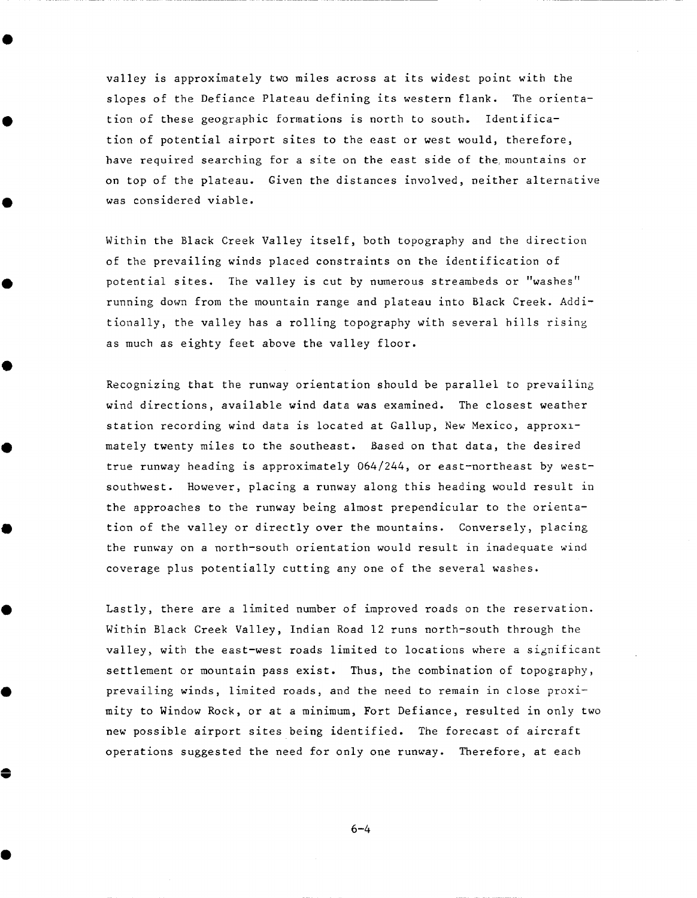valley is approximately two miles across at its widest point with the slopes of the Defiance Plateau defining its western flank. The orientation of these geographic formations is north to south. Identification of potential airport sites to the east or west would, therefore, have required searching for a site on the east side of the mountains or on top of the plateau. Given the distances involved, neither alternative was considered viable.

Within the Black Creek Valley itself, both topography and the direction of the prevailing winds placed constraints on the identification of potential sites. The valley is cut by numerous streambeds or "washes" running down from the mountain range and plateau into Black Creek. Additionally, the valley has a rolling topography with several hills rising as much as eighty feet above the valley floor.

Recognizing that the runway orientation should be parallel to prevailing wind directions, available wind data was examined. The closest weather station recording wind data is located at Gallup, New Mexico, approximately twenty miles to the southeast. Based on that data, the desired true runway heading is approximately 064/244, or east-northeast by west-southwest. However, placing a runway along this heading would result in the approaches to the runway being almost prependicular to the orientation of the valley or directly over the mountains. Conversely, placing the runway on a north-south orientation would result in inadequate wind coverage plus potentially cutting any one of the several washes.

Lastly, there are a limited number of improved roads on the reservation. Within Black Creek Valley, Indian Road 12 runs north-south through the valley, with the east-west roads limited to locations where a significant settlement or mountain pass exist. Thus, the combination of topography, prevailing winds, limited roads, and the need to remain in close proximity to Window Rock, or at a minimum, Fort Defiance, resulted in only two new possible airport sites being identified. The forecast of aircraft operations suggested the need for only one runway. Therefore, at each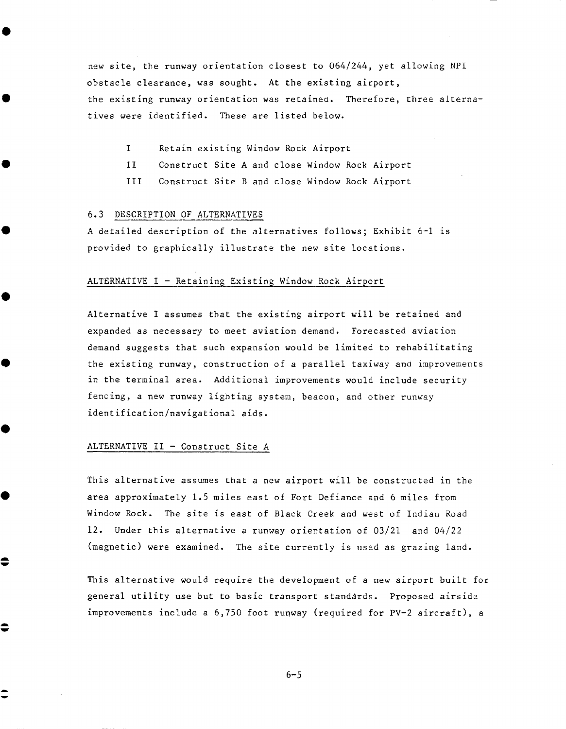new site, the runway orientation closest to 064/244, yet allowing NPI obstacle clearance, was sought. At the existing airport, the existing runway orientation was retained. Therefore, three alternatives were identified. These are listed below.

- I Retain existing Window Rock Airport
- II Construct Site A and close Window Rock Airport
- III Construct Site B and close Window Rock Airport

## 6.3 DESCRIPTION OF ALTERNATIVES

A detailed description of the alternatives follows; Exhibit 6-1 is provided to graphically illustrate the new site locations.

### ALTERNATIVE I - Retaining Existing Window Rock Airport

Alternative I assumes that the existing airport will be retained and expanded as necessary to meet aviation demand. Forecasted aviation demand suggests that such expansion would be limited to rehabilitating the existing runway, construction of a parallel taxiway and improvements in the terminal area. Additional improvements would include security fencing, a new runway lighting system, beacon, and other runway identification/navigational aids.

### ALTERNATIVE II - Construct Site A

This alternative assumes that a new airport will be constructed in the area approximately 1.5 miles east of Fort Defiance and 6 miles from Window Rock. The site is east of Black Creek and west of Indian Road 12. Under this alternative a runway orientation of 03/21 and 04/22 (magnetic) were examined. The site currently is used as grazing land.

This alternative would require the development of a new airport built for general utility use but to basic transport standards. Proposed airside improvements include a 6,750 foot runway (required for PV-2 aircraft), a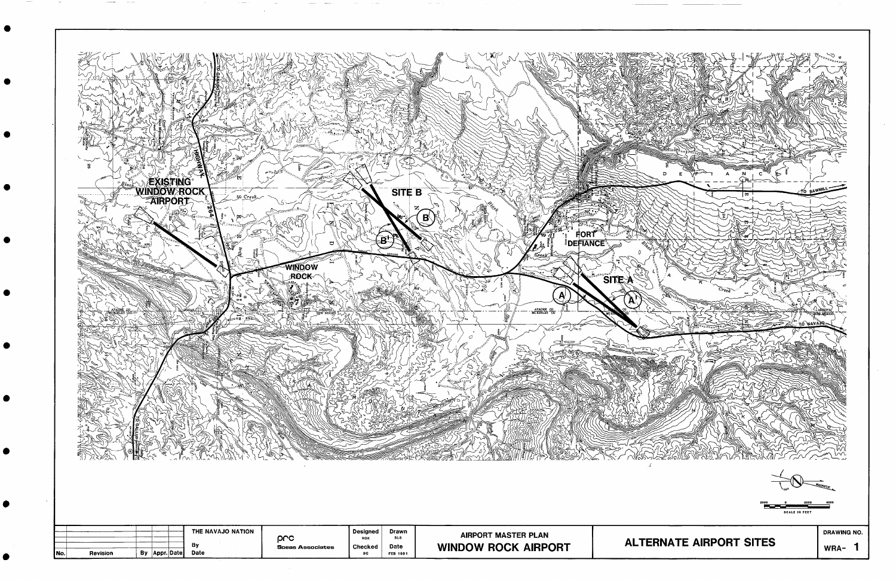EXISTING WINDOW ROCK AIRPORT

SITE B

WINDOW ROCK

FORT DEFIANCE

SITE A

SCALE IN FEET

| No. | Revision | By | Appr. | Date | THE NAVAJO NATION | prc Soeas Associates | Designed ROK | Drawn SLS | AIRPORT MASTER PLAN | ALTERNATE AIRPORT SITES | DRAWING NO. |
|---|---|---|---|---|---|---|---|---|---|---|---|
| | | | | | By | | Checked SC | Date FEB 1981 | WINDOW ROCK AIRPORT | | WRA- 1 |
| | | | | | Date | | | | | | |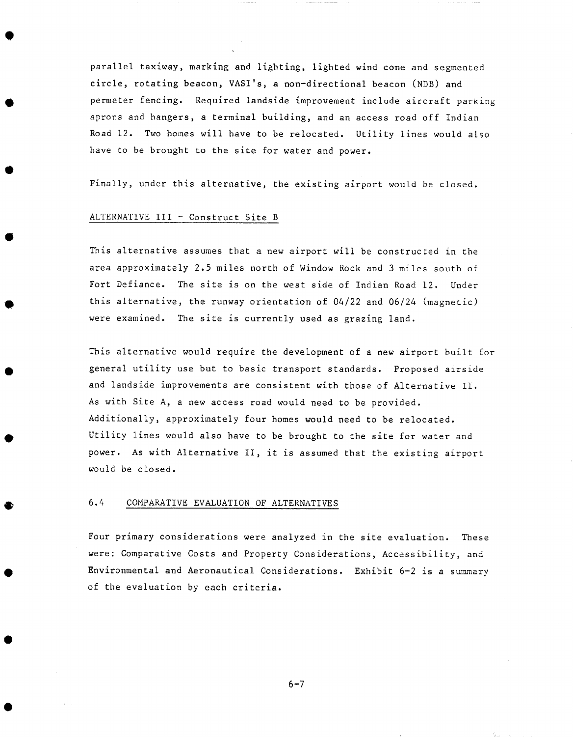parallel taxiway, marking and lighting, lighted wind cone and segmented circle, rotating beacon, VASI's, a non-directional beacon (NDB) and permeter fencing. Required landside improvement include aircraft parking aprons and hangers, a terminal building, and an access road off Indian Road 12. Two homes will have to be relocated. Utility lines would also have to be brought to the site for water and power.

Finally, under this alternative, the existing airport would be closed.

ALTERNATIVE III - Construct Site B

This alternative assumes that a new airport will be constructed in the area approximately 2.5 miles north of Window Rock and 3 miles south of Fort Defiance. The site is on the west side of Indian Road 12. Under this alternative, the runway orientation of 04/22 and 06/24 (magnetic) were examined. The site is currently used as grazing land.

This alternative would require the development of a new airport built for general utility use but to basic transport standards. Proposed airside and landside improvements are consistent with those of Alternative II. As with Site A, a new access road would need to be provided. Additionally, approximately four homes would need to be relocated. Utility lines would also have to be brought to the site for water and power. As with Alternative II, it is assumed that the existing airport would be closed.

## 6.4 COMPARATIVE EVALUATION OF ALTERNATIVES

Four primary considerations were analyzed in the site evaluation. These were: Comparative Costs and Property Considerations, Accessibility, and Environmental and Aeronautical Considerations. Exhibit 6-2 is a summary of the evaluation by each criteria.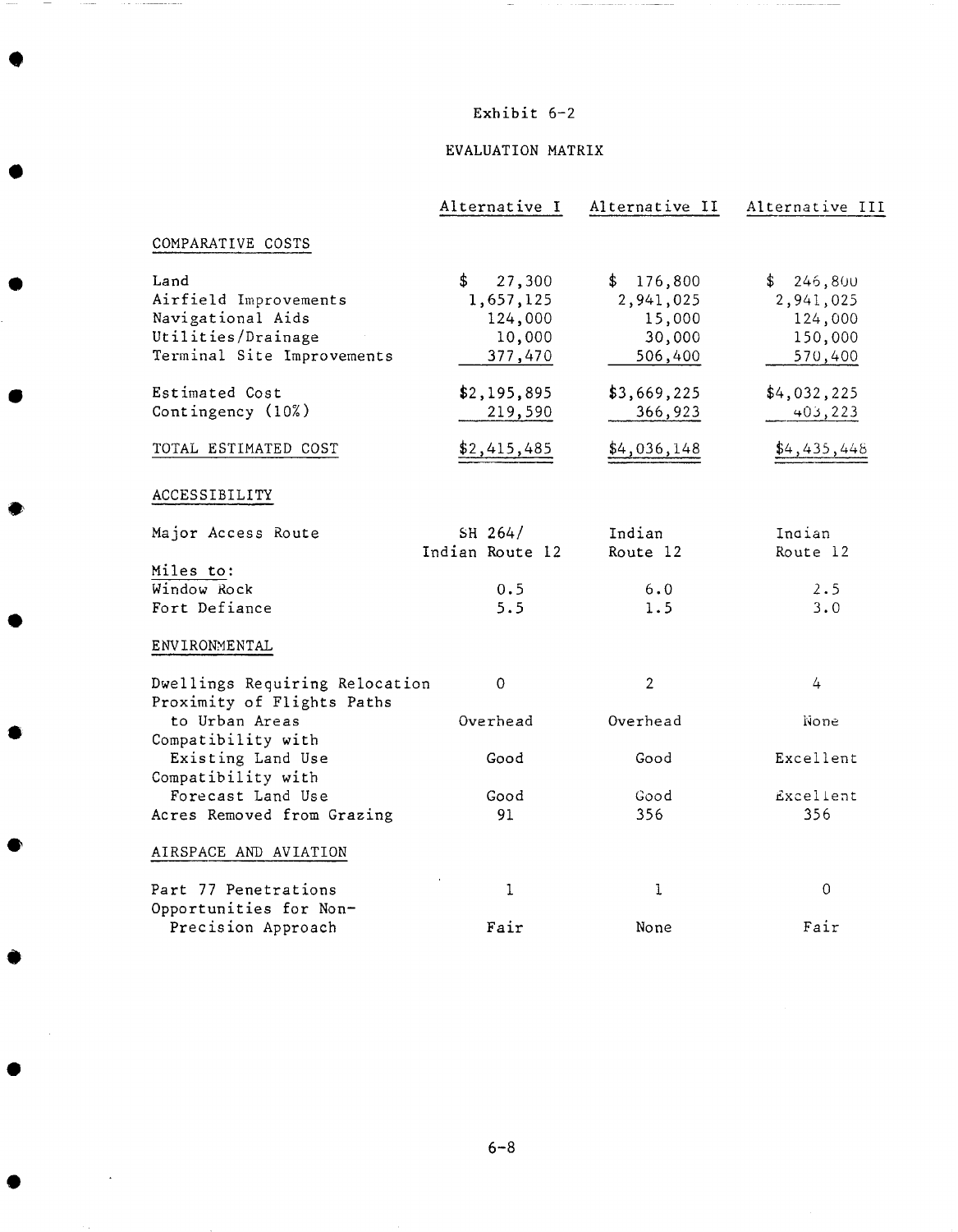Exhibit 6-2

EVALUATION MATRIX

| | Alternative I | Alternative II | Alternative III |
|---|---|---|---|
| **COMPARATIVE COSTS** | | | |
| Land | $ 27,300 | $ 176,800 | $ 246,800 |
| Airfield Improvements | 1,657,125 | 2,941,025 | 2,941,025 |
| Navigational Aids | 124,000 | 15,000 | 124,000 |
| Utilities/Drainage | 10,000 | 30,000 | 150,000 |
| Terminal Site Improvements | 377,470 | 506,400 | 570,400 |
| Estimated Cost | $2,195,895 | $3,669,225 | $4,032,225 |
| Contingency (10%) | 219,590 | 366,923 | 403,223 |
| TOTAL ESTIMATED COST | $2,415,485 | $4,036,148 | $4,435,448 |
| **ACCESSIBILITY** | | | |
| Major Access Route | SH 264/ Indian Route 12 | Indian Route 12 | Indian Route 12 |
| Miles to: | | | |
| Window Rock | 0.5 | 6.0 | 2.5 |
| Fort Defiance | 5.5 | 1.5 | 3.0 |
| **ENVIRONMENTAL** | | | |
| Dwellings Requiring Relocation | 0 | 2 | 4 |
| Proximity of Flights Paths to Urban Areas | Overhead | Overhead | None |
| Compatibility with Existing Land Use | Good | Good | Excellent |
| Compatibility with Forecast Land Use | Good | Good | Excellent |
| Acres Removed from Grazing | 91 | 356 | 356 |
| **AIRSPACE AND AVIATION** | | | |
| Part 77 Penetrations | 1 | 1 | 0 |
| Opportunities for Non-Precision Approach | Fair | None | Fair |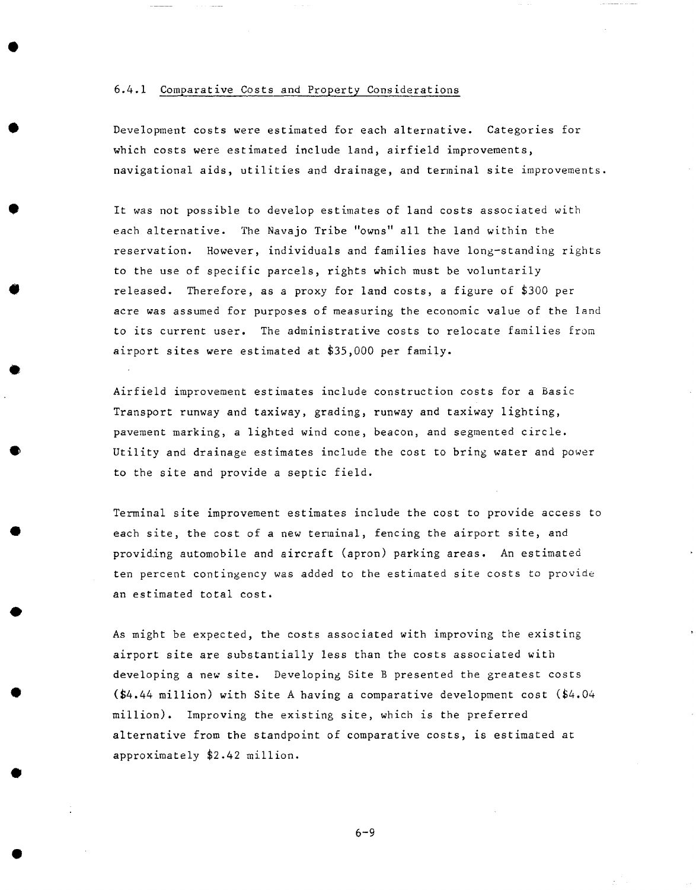### 6.4.1 Comparative Costs and Property Considerations

Development costs were estimated for each alternative. Categories for which costs were estimated include land, airfield improvements, navigational aids, utilities and drainage, and terminal site improvements.

It was not possible to develop estimates of land costs associated with each alternative. The Navajo Tribe "owns" all the land within the reservation. However, individuals and families have long-standing rights to the use of specific parcels, rights which must be voluntarily released. Therefore, as a proxy for land costs, a figure of $300 per acre was assumed for purposes of measuring the economic value of the land to its current user. The administrative costs to relocate families from airport sites were estimated at $35,000 per family.

Airfield improvement estimates include construction costs for a Basic Transport runway and taxiway, grading, runway and taxiway lighting, pavement marking, a lighted wind cone, beacon, and segmented circle. Utility and drainage estimates include the cost to bring water and power to the site and provide a septic field.

Terminal site improvement estimates include the cost to provide access to each site, the cost of a new terminal, fencing the airport site, and providing automobile and aircraft (apron) parking areas. An estimated ten percent contingency was added to the estimated site costs to provide an estimated total cost.

As might be expected, the costs associated with improving the existing airport site are substantially less than the costs associated with developing a new site. Developing Site B presented the greatest costs ($4.44 million) with Site A having a comparative development cost ($4.04 million). Improving the existing site, which is the preferred alternative from the standpoint of comparative costs, is estimated at approximately $2.42 million.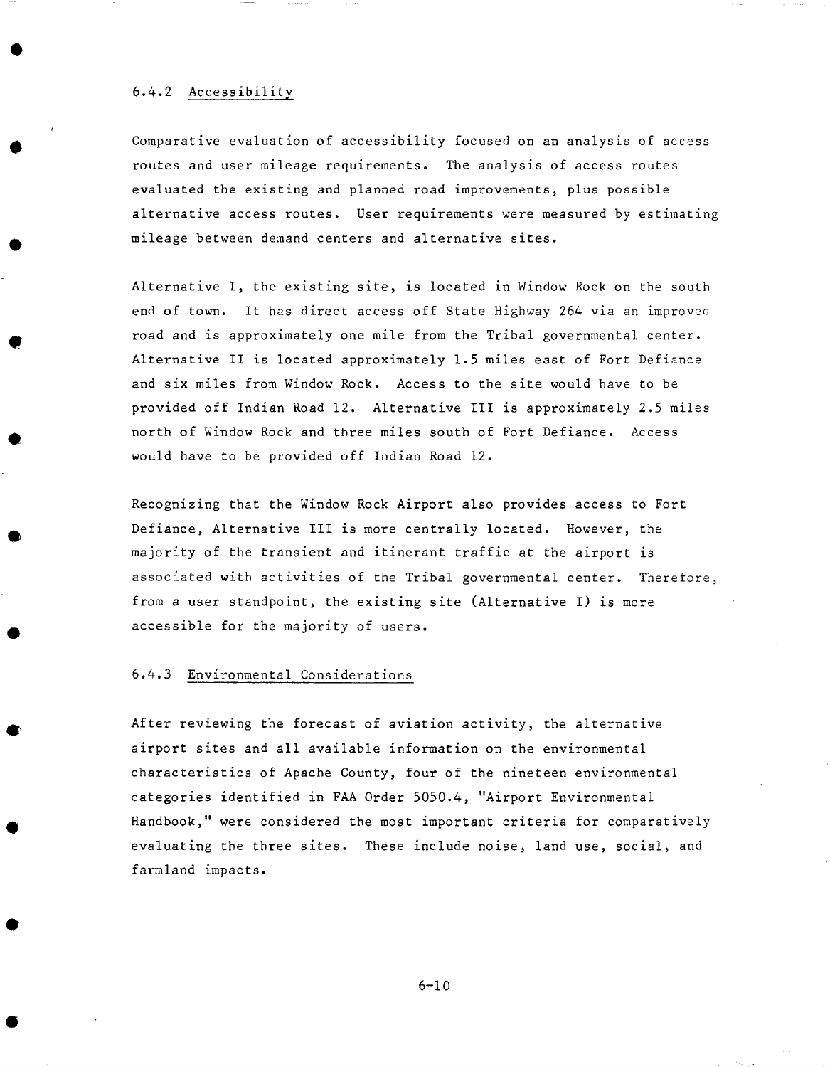### 6.4.2 Accessibility

Comparative evaluation of accessibility focused on an analysis of access routes and user mileage requirements. The analysis of access routes evaluated the existing and planned road improvements, plus possible alternative access routes. User requirements were measured by estimating mileage between demand centers and alternative sites.

Alternative I, the existing site, is located in Window Rock on the south end of town. It has direct access off State Highway 264 via an improved road and is approximately one mile from the Tribal governmental center. Alternative II is located approximately 1.5 miles east of Fort Defiance and six miles from Window Rock. Access to the site would have to be provided off Indian Road 12. Alternative III is approximately 2.5 miles north of Window Rock and three miles south of Fort Defiance. Access would have to be provided off Indian Road 12.

Recognizing that the Window Rock Airport also provides access to Fort Defiance, Alternative III is more centrally located. However, the majority of the transient and itinerant traffic at the airport is associated with activities of the Tribal governmental center. Therefore, from a user standpoint, the existing site (Alternative I) is more accessible for the majority of users.

### 6.4.3 Environmental Considerations

After reviewing the forecast of aviation activity, the alternative airport sites and all available information on the environmental characteristics of Apache County, four of the nineteen environmental categories identified in FAA Order 5050.4, "Airport Environmental Handbook," were considered the most important criteria for comparatively evaluating the three sites. These include noise, land use, social, and farmland impacts.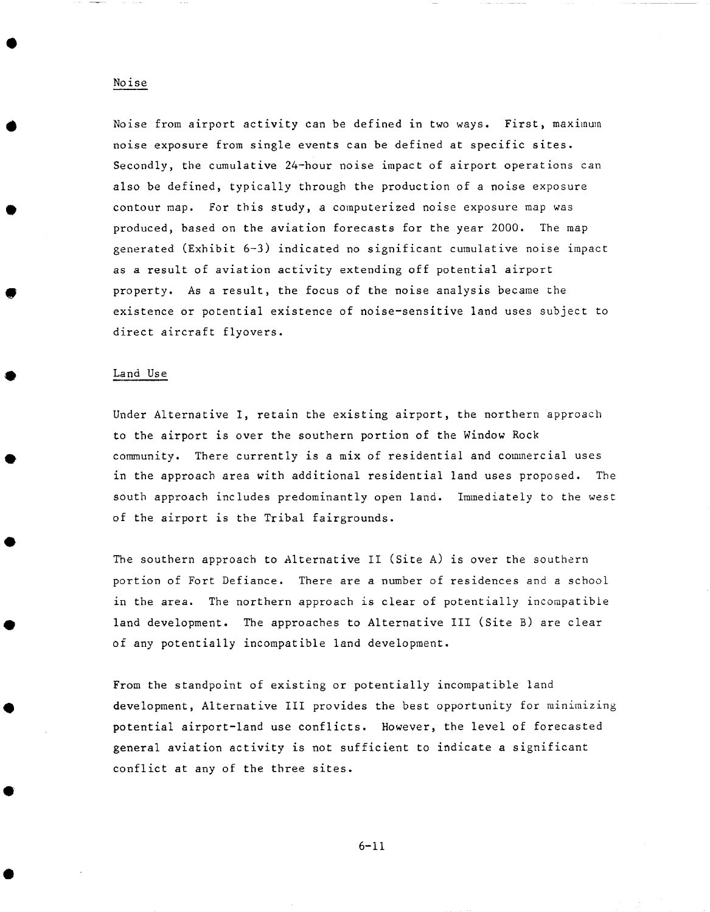## Noise

Noise from airport activity can be defined in two ways. First, maximum noise exposure from single events can be defined at specific sites. Secondly, the cumulative 24-hour noise impact of airport operations can also be defined, typically through the production of a noise exposure contour map. For this study, a computerized noise exposure map was produced, based on the aviation forecasts for the year 2000. The map generated (Exhibit 6-3) indicated no significant cumulative noise impact as a result of aviation activity extending off potential airport property. As a result, the focus of the noise analysis became the existence or potential existence of noise-sensitive land uses subject to direct aircraft flyovers.

## Land Use

Under Alternative I, retain the existing airport, the northern approach to the airport is over the southern portion of the Window Rock community. There currently is a mix of residential and commercial uses in the approach area with additional residential land uses proposed. The south approach includes predominantly open land. Immediately to the west of the airport is the Tribal fairgrounds.

The southern approach to Alternative II (Site A) is over the southern portion of Fort Defiance. There are a number of residences and a school in the area. The northern approach is clear of potentially incompatible land development. The approaches to Alternative III (Site B) are clear of any potentially incompatible land development.

From the standpoint of existing or potentially incompatible land development, Alternative III provides the best opportunity for minimizing potential airport-land use conflicts. However, the level of forecasted general aviation activity is not sufficient to indicate a significant conflict at any of the three sites.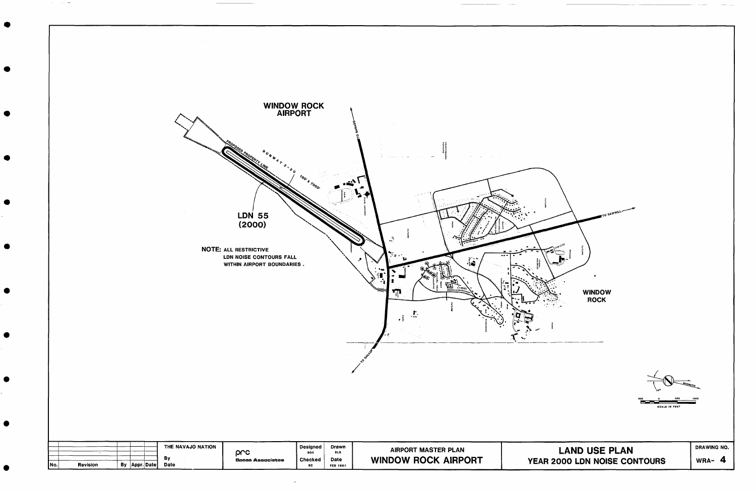# WINDOW ROCK AIRPORT

RUNWAY 2-20 100' X 7000'

PROPOSED PROPERTY LINE

LDN 55 (2000)

**NOTE:** ALL RESTRICTIVE LDN NOISE CONTOURS FALL WITHIN AIRPORT BOUNDARIES .

TO GANADO

TO SAWMILL

TO GALLUP

WINDOW ROCK

MAGNETIC

SCALE IN FEET

800 0 800 1600

| No. | Revision | By | Appr. | Date |
|---|---|---|---|---|

THE NAVAJO NATION

By

Date

prc Speas Associates

| Designed | Drawn |
|---|---|
| ROK | SLS |
| Checked | Date |
| SC | FEB 1981 |

AIRPORT MASTER PLAN

**WINDOW ROCK AIRPORT**

## LAND USE PLAN

**YEAR 2000 LDN NOISE CONTOURS**

DRAWING NO. WRA- 4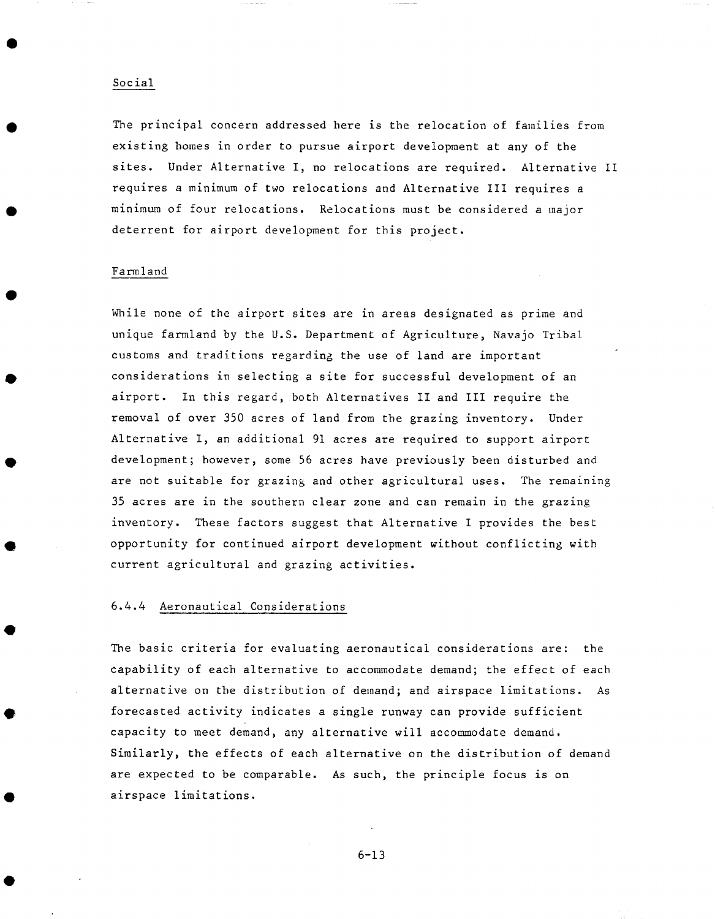### Social

The principal concern addressed here is the relocation of families from existing homes in order to pursue airport development at any of the sites. Under Alternative I, no relocations are required. Alternative II requires a minimum of two relocations and Alternative III requires a minimum of four relocations. Relocations must be considered a major deterrent for airport development for this project.

### Farmland

While none of the airport sites are in areas designated as prime and unique farmland by the U.S. Department of Agriculture, Navajo Tribal customs and traditions regarding the use of land are important considerations in selecting a site for successful development of an airport. In this regard, both Alternatives II and III require the removal of over 350 acres of land from the grazing inventory. Under Alternative I, an additional 91 acres are required to support airport development; however, some 56 acres have previously been disturbed and are not suitable for grazing and other agricultural uses. The remaining 35 acres are in the southern clear zone and can remain in the grazing inventory. These factors suggest that Alternative I provides the best opportunity for continued airport development without conflicting with current agricultural and grazing activities.

## 6.4.4 Aeronautical Considerations

The basic criteria for evaluating aeronautical considerations are: the capability of each alternative to accommodate demand; the effect of each alternative on the distribution of demand; and airspace limitations. As forecasted activity indicates a single runway can provide sufficient capacity to meet demand, any alternative will accommodate demand. Similarly, the effects of each alternative on the distribution of demand are expected to be comparable. As such, the principle focus is on airspace limitations.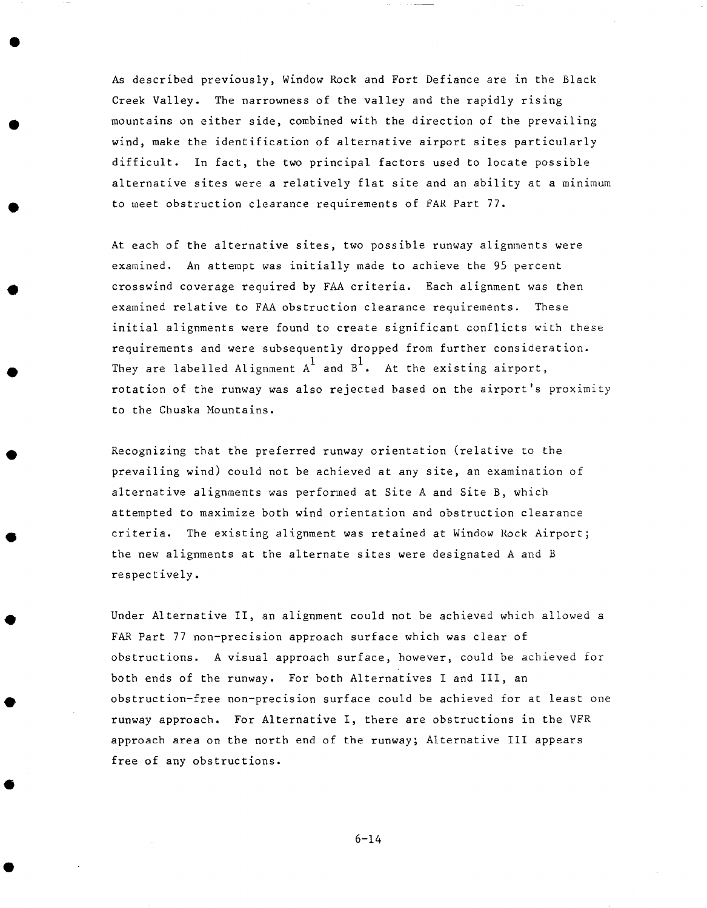As described previously, Window Rock and Fort Defiance are in the Black Creek Valley. The narrowness of the valley and the rapidly rising mountains on either side, combined with the direction of the prevailing wind, make the identification of alternative airport sites particularly difficult. In fact, the two principal factors used to locate possible alternative sites were a relatively flat site and an ability at a minimum to meet obstruction clearance requirements of FAR Part 77.

At each of the alternative sites, two possible runway alignments were examined. An attempt was initially made to achieve the 95 percent crosswind coverage required by FAA criteria. Each alignment was then examined relative to FAA obstruction clearance requirements. These initial alignments were found to create significant conflicts with these requirements and were subsequently dropped from further consideration. They are labelled Alignment $A^1$ and $B^1$. At the existing airport, rotation of the runway was also rejected based on the airport's proximity to the Chuska Mountains.

Recognizing that the preferred runway orientation (relative to the prevailing wind) could not be achieved at any site, an examination of alternative alignments was performed at Site A and Site B, which attempted to maximize both wind orientation and obstruction clearance criteria. The existing alignment was retained at Window Rock Airport; the new alignments at the alternate sites were designated A and B respectively.

Under Alternative II, an alignment could not be achieved which allowed a FAR Part 77 non-precision approach surface which was clear of obstructions. A visual approach surface, however, could be achieved for both ends of the runway. For both Alternatives I and III, an obstruction-free non-precision surface could be achieved for at least one runway approach. For Alternative I, there are obstructions in the VFR approach area on the north end of the runway; Alternative III appears free of any obstructions.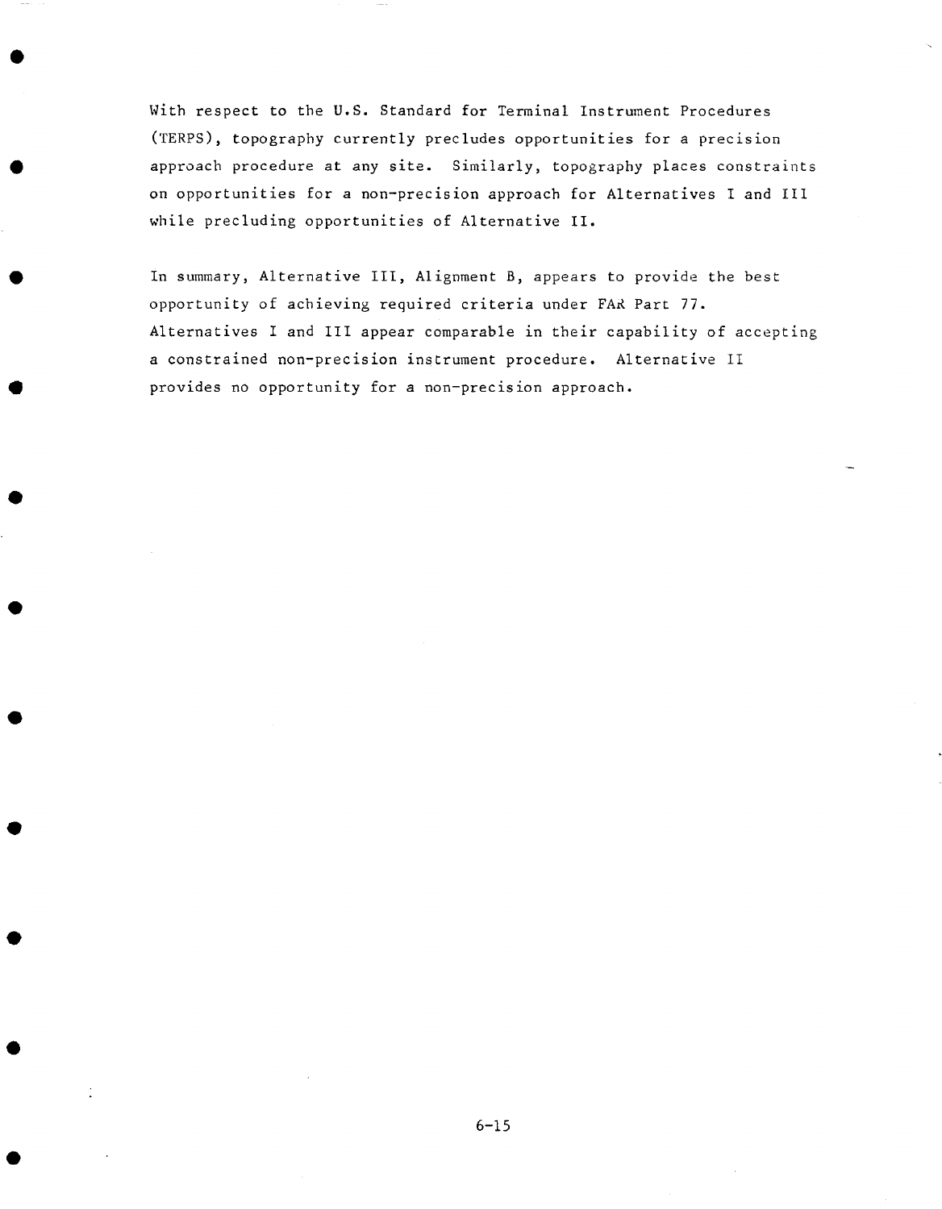With respect to the U.S. Standard for Terminal Instrument Procedures (TERPS), topography currently precludes opportunities for a precision approach procedure at any site. Similarly, topography places constraints on opportunities for a non-precision approach for Alternatives I and III while precluding opportunities of Alternative II.

In summary, Alternative III, Alignment B, appears to provide the best opportunity of achieving required criteria under FAR Part 77. Alternatives I and III appear comparable in their capability of accepting a constrained non-precision instrument procedure. Alternative II provides no opportunity for a non-precision approach.